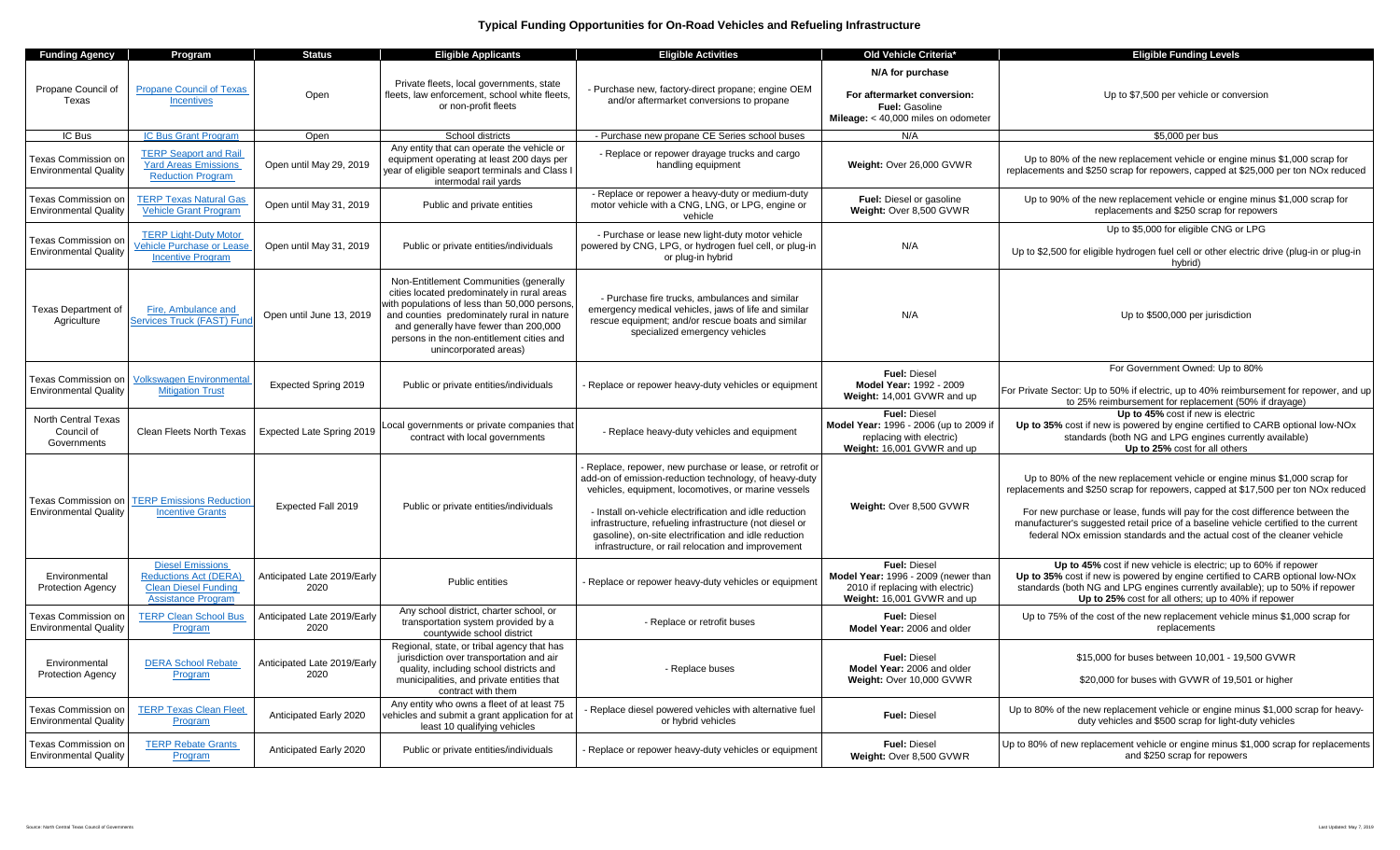# Typical Funding Opportunities for On-Road Vehicles and Refueling Infrastructure

| Funding Agency | Program | Status | Eligible Applicants | Eligible Activities | Old Vehicle Criteria* | Eligible Funding Levels |
|---|---|---|---|---|---|---|
| Propane Council of Texas | Propane Council of Texas Incentives | Open | Private fleets, local governments, state fleets, law enforcement, school white fleets, or non-profit fleets | - Purchase new, factory-direct propane; engine OEM and/or aftermarket conversions to propane | N/A for purchase<br><br>For aftermarket conversion:<br>**Fuel:** Gasoline<br>**Mileage:** < 40,000 miles on odometer | Up to $7,500 per vehicle or conversion |
| IC Bus | IC Bus Grant Program | Open | School districts | - Purchase new propane CE Series school buses | N/A | $5,000 per bus |
| Texas Commission on Environmental Quality | TERP Seaport and Rail Yard Areas Emissions Reduction Program | Open until May 29, 2019 | Any entity that can operate the vehicle or equipment operating at least 200 days per year of eligible seaport terminals and Class I intermodal rail yards | - Replace or repower drayage trucks and cargo handling equipment | **Weight:** Over 26,000 GVWR | Up to 80% of the new replacement vehicle or engine minus $1,000 scrap for replacements and $250 scrap for repowers, capped at $25,000 per ton NOx reduced |
| Texas Commission on Environmental Quality | TERP Texas Natural Gas Vehicle Grant Program | Open until May 31, 2019 | Public and private entities | - Replace or repower a heavy-duty or medium-duty motor vehicle with a CNG, LNG, or LPG, engine or vehicle | **Fuel:** Diesel or gasoline<br>**Weight:** Over 8,500 GVWR | Up to 90% of the new replacement vehicle or engine minus $1,000 scrap for replacements and $250 scrap for repowers |
| Texas Commission on Environmental Quality | TERP Light-Duty Motor Vehicle Purchase or Lease Incentive Program | Open until May 31, 2019 | Public or private entities/individuals | - Purchase or lease new light-duty motor vehicle powered by CNG, LPG, or hydrogen fuel cell, or plug-in or plug-in hybrid | N/A | Up to $5,000 for eligible CNG or LPG<br><br>Up to $2,500 for eligible hydrogen fuel cell or other electric drive (plug-in or plug-in hybrid) |
| Texas Department of Agriculture | Fire, Ambulance and Services Truck (FAST) Fund | Open until June 13, 2019 | Non-Entitlement Communities (generally cities located predominately in rural areas with populations of less than 50,000 persons, and counties predominately rural in nature and generally have fewer than 200,000 persons in the non-entitlement cities and unincorporated areas) | - Purchase fire trucks, ambulances and similar emergency medical vehicles, jaws of life and similar rescue equipment; and/or rescue boats and similar specialized emergency vehicles | N/A | Up to $500,000 per jurisdiction |
| Texas Commission on Environmental Quality | Volkswagen Environmental Mitigation Trust | Expected Spring 2019 | Public or private entities/individuals | - Replace or repower heavy-duty vehicles or equipment | **Fuel:** Diesel<br>**Model Year:** 1992 - 2009<br>**Weight:** 14,001 GVWR and up | For Government Owned: Up to 80%<br><br>For Private Sector: Up to 50% if electric, up to 40% reimbursement for repower, and up to 25% reimbursement for replacement (50% if drayage) |
| North Central Texas Council of Governments | Clean Fleets North Texas | Expected Late Spring 2019 | Local governments or private companies that contract with local governments | - Replace heavy-duty vehicles and equipment | **Fuel:** Diesel<br>**Model Year:** 1996 - 2006 (up to 2009 if replacing with electric)<br>**Weight:** 16,001 GVWR and up | **Up to 45%** cost if new is electric<br>**Up to 35%** cost if new is powered by engine certified to CARB optional low-NOx standards (both NG and LPG engines currently available)<br>**Up to 25%** cost for all others |
| Texas Commission on Environmental Quality | TERP Emissions Reduction Incentive Grants | Expected Fall 2019 | Public or private entities/individuals | - Replace, repower, new purchase or lease, or retrofit or add-on of emission-reduction technology, of heavy-duty vehicles, equipment, locomotives, or marine vessels<br><br>- Install on-vehicle electrification and idle reduction infrastructure, refueling infrastructure (not diesel or gasoline), on-site electrification and idle reduction infrastructure, or rail relocation and improvement | **Weight:** Over 8,500 GVWR | Up to 80% of the new replacement vehicle or engine minus $1,000 scrap for replacements and $250 scrap for repowers, capped at $17,500 per ton NOx reduced<br><br>For new purchase or lease, funds will pay for the cost difference between the manufacturer's suggested retail price of a baseline vehicle certified to the current federal NOx emission standards and the actual cost of the cleaner vehicle |
| Environmental Protection Agency | Diesel Emissions Reductions Act (DERA) Clean Diesel Funding Assistance Program | Anticipated Late 2019/Early 2020 | Public entities | - Replace or repower heavy-duty vehicles or equipment | **Fuel:** Diesel<br>**Model Year:** 1996 - 2009 (newer than 2010 if replacing with electric)<br>**Weight:** 16,001 GVWR and up | **Up to 45%** cost if new vehicle is electric; up to 60% if repower<br>**Up to 35%** cost if new is powered by engine certified to CARB optional low-NOx standards (both NG and LPG engines currently available); up to 50% if repower<br>**Up to 25%** cost for all others; up to 40% if repower |
| Texas Commission on Environmental Quality | TERP Clean School Bus Program | Anticipated Late 2019/Early 2020 | Any school district, charter school, or transportation system provided by a countywide school district | - Replace or retrofit buses | **Fuel:** Diesel<br>**Model Year:** 2006 and older | Up to 75% of the cost of the new replacement vehicle minus $1,000 scrap for replacements |
| Environmental Protection Agency | DERA School Rebate Program | Anticipated Late 2019/Early 2020 | Regional, state, or tribal agency that has jurisdiction over transportation and air quality, including school districts and municipalities, and private entities that contract with them | - Replace buses | **Fuel:** Diesel<br>**Model Year:** 2006 and older<br>**Weight:** Over 10,000 GVWR | $15,000 for buses between 10,001 - 19,500 GVWR<br><br>$20,000 for buses with GVWR of 19,501 or higher |
| Texas Commission on Environmental Quality | TERP Texas Clean Fleet Program | Anticipated Early 2020 | Any entity who owns a fleet of at least 75 vehicles and submit a grant application for at least 10 qualifying vehicles | - Replace diesel powered vehicles with alternative fuel or hybrid vehicles | **Fuel:** Diesel | Up to 80% of the new replacement vehicle or engine minus $1,000 scrap for heavy-duty vehicles and $500 scrap for light-duty vehicles |
| Texas Commission on Environmental Quality | TERP Rebate Grants Program | Anticipated Early 2020 | Public or private entities/individuals | - Replace or repower heavy-duty vehicles or equipment | **Fuel:** Diesel<br>**Weight:** Over 8,500 GVWR | Up to 80% of new replacement vehicle or engine minus $1,000 scrap for replacements and $250 scrap for repowers |

Source: North Central Texas Council of Governments

Last Updated: May 7, 2019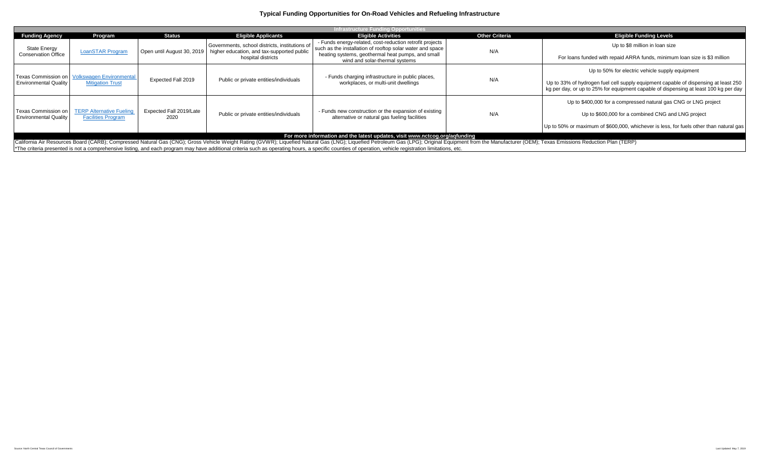# Typical Funding Opportunities for On-Road Vehicles and Refueling Infrastructure

| Infrastructure Funding Opportunities | | | | | | |
|---|---|---|---|---|---|---|
| **Funding Agency** | **Program** | **Status** | **Eligible Applicants** | **Eligible Activities** | **Other Criteria** | **Eligible Funding Levels** |
| State Energy Conservation Office | LoanSTAR Program | Open until August 30, 2019 | Governments, school districts, institutions of higher education, and tax-supported public hospital districts | - Funds energy-related, cost-reduction retrofit projects such as the installation of rooftop solar water and space heating systems, geothermal heat pumps, and small wind and solar-thermal systems | N/A | Up to $8 million in loan size<br><br>For loans funded with repaid ARRA funds, minimum loan size is $3 million |
| Texas Commission on Environmental Quality | Volkswagen Environmental Mitigation Trust | Expected Fall 2019 | Public or private entities/individuals | - Funds charging infrastructure in public places, workplaces, or multi-unit dwellings | N/A | Up to 50% for electric vehicle supply equipment<br><br>Up to 33% of hydrogen fuel cell supply equipment capable of dispensing at least 250 kg per day, or up to 25% for equipment capable of dispensing at least 100 kg per day |
| Texas Commission on Environmental Quality | TERP Alternative Fueling Facilities Program | Expected Fall 2019/Late 2020 | Public or private entities/individuals | - Funds new construction or the expansion of existing alternative or natural gas fueling facilities | N/A | Up to $400,000 for a compressed natural gas CNG or LNG project<br><br>Up to $600,000 for a combined CNG and LNG project<br><br>Up to 50% or maximum of $600,000, whichever is less, for fuels other than natural gas |

**For more information and the latest updates, visit www.nctcog.org/aqfunding**

California Air Resources Board (CARB); Compressed Natural Gas (CNG); Gross Vehicle Weight Rating (GVWR); Liquefied Natural Gas (LNG); Liquefied Petroleum Gas (LPG); Original Equipment from the Manufacturer (OEM); Texas Emissions Reduction Plan (TERP)

*The criteria presented is not a comprehensive listing, and each program may have additional criteria such as operating hours, a specific counties of operation, vehicle registration limitations, etc.

Source: North Central Texas Council of Governments

Last Updated: May 7, 2019